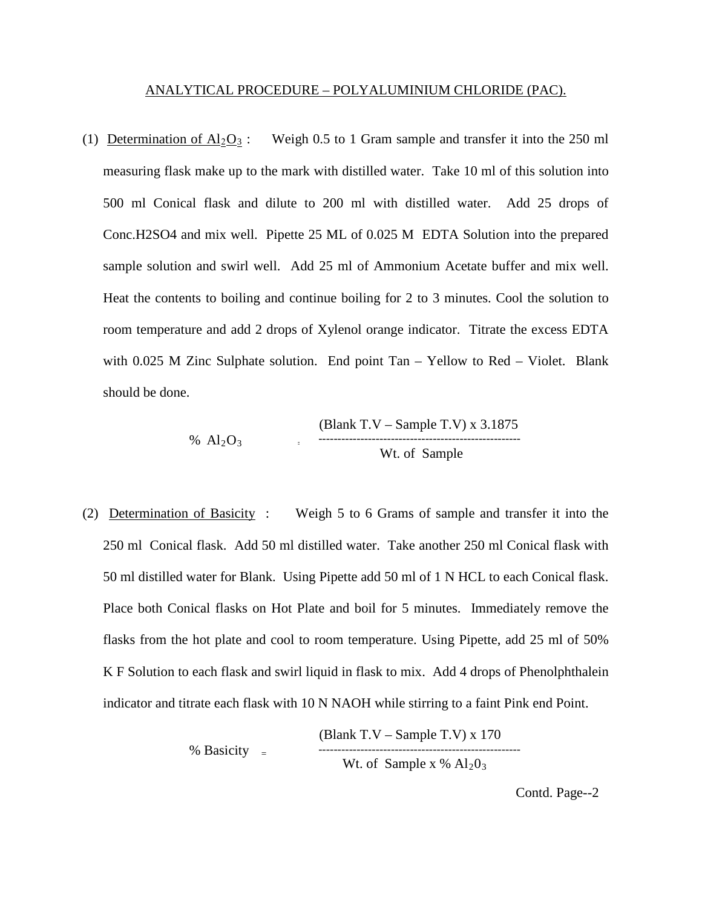# ANALYTICAL PROCEDURE – POLYALUMINIUM CHLORIDE (PAC).

(1) Determination of $Al_2O_3$ : Weigh 0.5 to 1 Gram sample and transfer it into the 250 ml measuring flask make up to the mark with distilled water. Take 10 ml of this solution into 500 ml Conical flask and dilute to 200 ml with distilled water. Add 25 drops of Conc.$H_2SO_4$ and mix well. Pipette 25 ML of 0.025 M EDTA Solution into the prepared sample solution and swirl well. Add 25 ml of Ammonium Acetate buffer and mix well. Heat the contents to boiling and continue boiling for 2 to 3 minutes. Cool the solution to room temperature and add 2 drops of Xylenol orange indicator. Titrate the excess EDTA with 0.025 M Zinc Sulphate solution. End point Tan – Yellow to Red – Violet. Blank should be done.

$$\% \ Al_2O_3 = \frac{(\text{Blank T.V} - \text{Sample T.V}) \times 3.1875}{\text{Wt. of Sample}}$$

(2) Determination of Basicity : Weigh 5 to 6 Grams of sample and transfer it into the 250 ml Conical flask. Add 50 ml distilled water. Take another 250 ml Conical flask with 50 ml distilled water for Blank. Using Pipette add 50 ml of 1 N HCL to each Conical flask. Place both Conical flasks on Hot Plate and boil for 5 minutes. Immediately remove the flasks from the hot plate and cool to room temperature. Using Pipette, add 25 ml of 50% K F Solution to each flask and swirl liquid in flask to mix. Add 4 drops of Phenolphthalein indicator and titrate each flask with 10 N NAOH while stirring to a faint Pink end Point.

$$\% \ \text{Basicity} = \frac{(\text{Blank T.V} - \text{Sample T.V}) \times 170}{\text{Wt. of Sample} \times \% \ Al_2O_3}$$

Contd. Page--2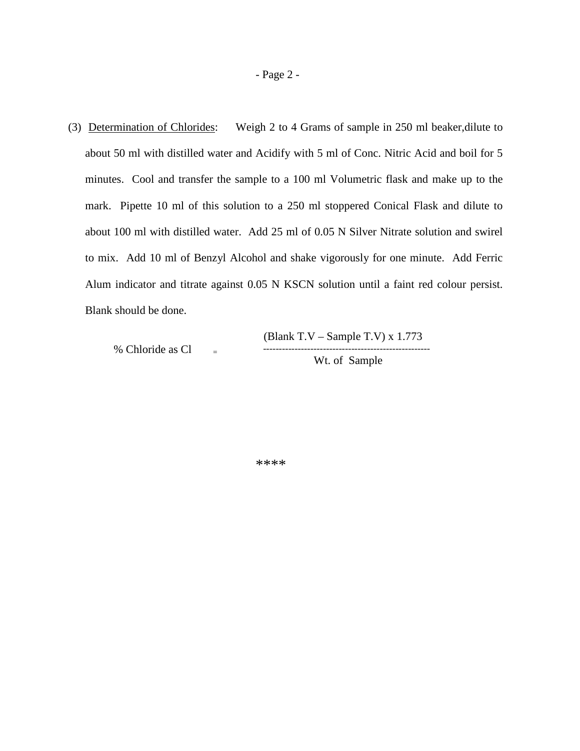(3) <u>Determination of Chlorides</u>: Weigh 2 to 4 Grams of sample in 250 ml beaker,dilute to about 50 ml with distilled water and Acidify with 5 ml of Conc. Nitric Acid and boil for 5 minutes. Cool and transfer the sample to a 100 ml Volumetric flask and make up to the mark. Pipette 10 ml of this solution to a 250 ml stoppered Conical Flask and dilute to about 100 ml with distilled water. Add 25 ml of 0.05 N Silver Nitrate solution and swirel to mix. Add 10 ml of Benzyl Alcohol and shake vigorously for one minute. Add Ferric Alum indicator and titrate against 0.05 N KSCN solution until a faint red colour persist. Blank should be done.

$$\text{\% Chloride as Cl} = \frac{(\text{Blank T.V} - \text{Sample T.V}) \times 1.773}{\text{Wt. of Sample}}$$

\*\*\*\*